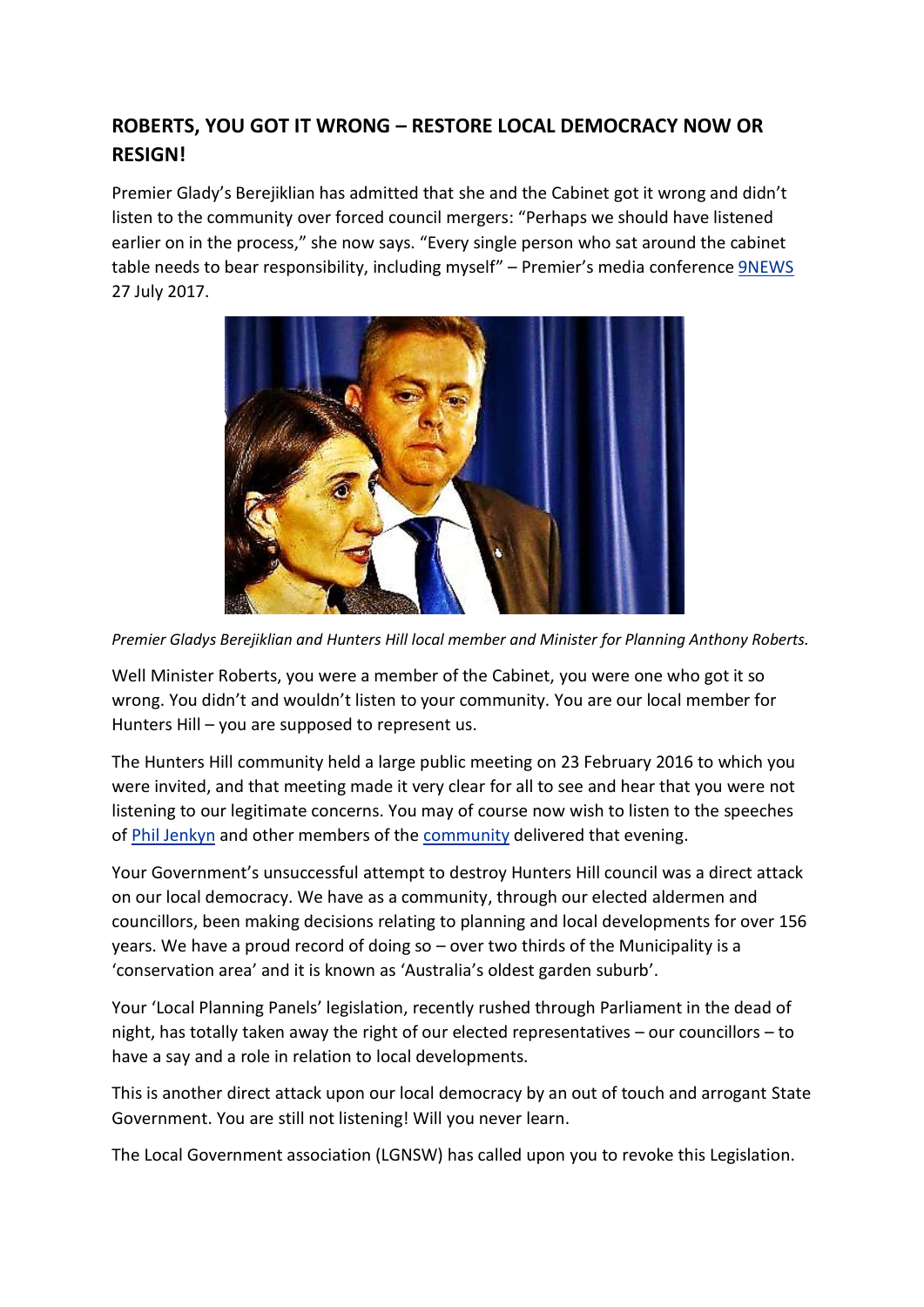## ROBERTS, YOU GOT IT WRONG – RESTORE LOCAL DEMOCRACY NOW OR RESIGN!

Premier Glady's Berejiklian has admitted that she and the Cabinet got it wrong and didn't listen to the community over forced council mergers: "Perhaps we should have listened earlier on in the process," she now says. "Every single person who sat around the cabinet table needs to bear responsibility, including myself" – Premier's media conference 9NEWS 27 July 2017.

*Premier Gladys Berejiklian and Hunters Hill local member and Minister for Planning Anthony Roberts.*

Well Minister Roberts, you were a member of the Cabinet, you were one who got it so wrong. You didn't and wouldn't listen to your community. You are our local member for Hunters Hill – you are supposed to represent us.

The Hunters Hill community held a large public meeting on 23 February 2016 to which you were invited, and that meeting made it very clear for all to see and hear that you were not listening to our legitimate concerns. You may of course now wish to listen to the speeches of Phil Jenkyn and other members of the community delivered that evening.

Your Government's unsuccessful attempt to destroy Hunters Hill council was a direct attack on our local democracy. We have as a community, through our elected aldermen and councillors, been making decisions relating to planning and local developments for over 156 years. We have a proud record of doing so – over two thirds of the Municipality is a 'conservation area' and it is known as 'Australia's oldest garden suburb'.

Your 'Local Planning Panels' legislation, recently rushed through Parliament in the dead of night, has totally taken away the right of our elected representatives – our councillors – to have a say and a role in relation to local developments.

This is another direct attack upon our local democracy by an out of touch and arrogant State Government. You are still not listening! Will you never learn.

The Local Government association (LGNSW) has called upon you to revoke this Legislation.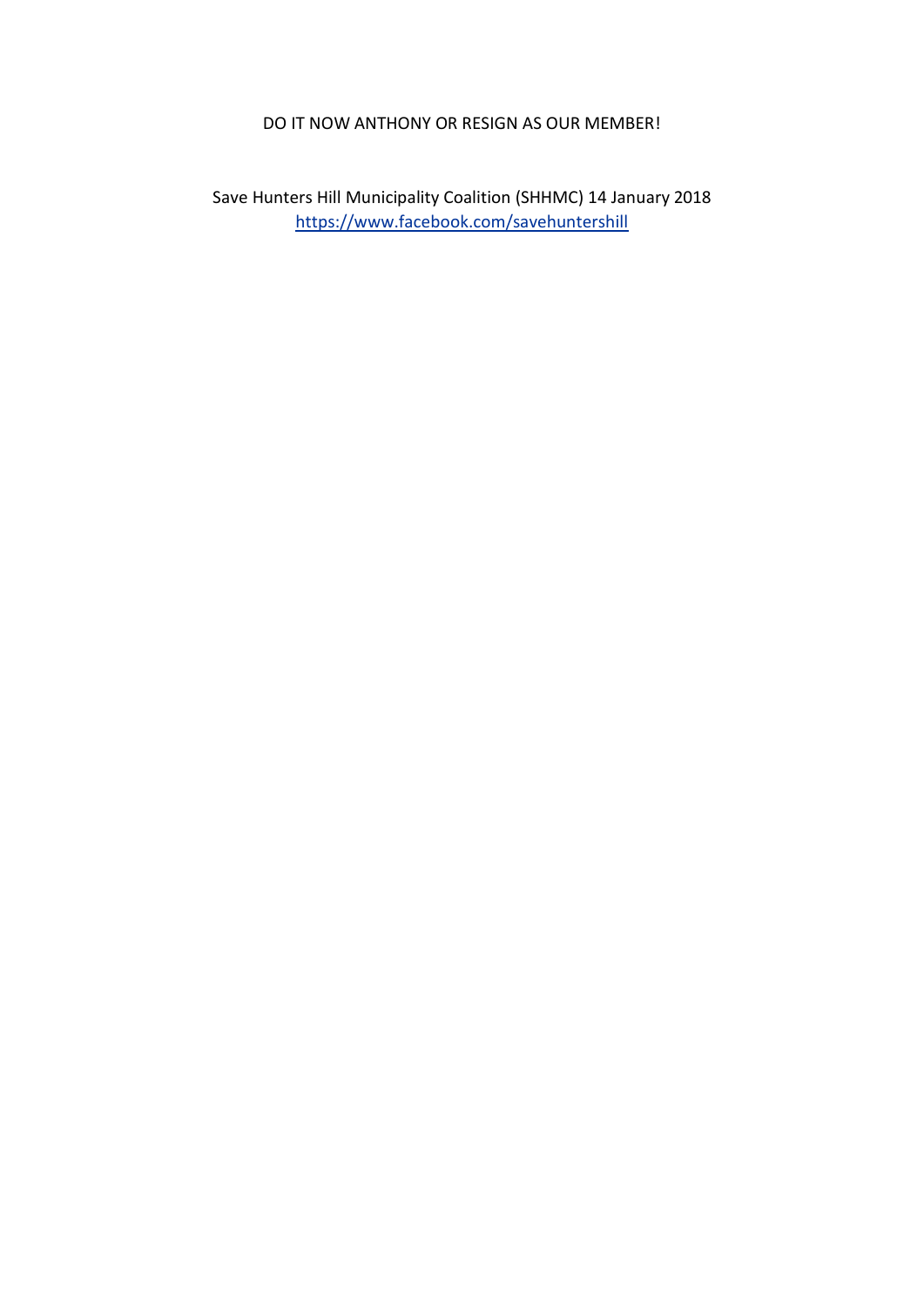DO IT NOW ANTHONY OR RESIGN AS OUR MEMBER!

Save Hunters Hill Municipality Coalition (SHHMC) 14 January 2018
https://www.facebook.com/savehuntershill